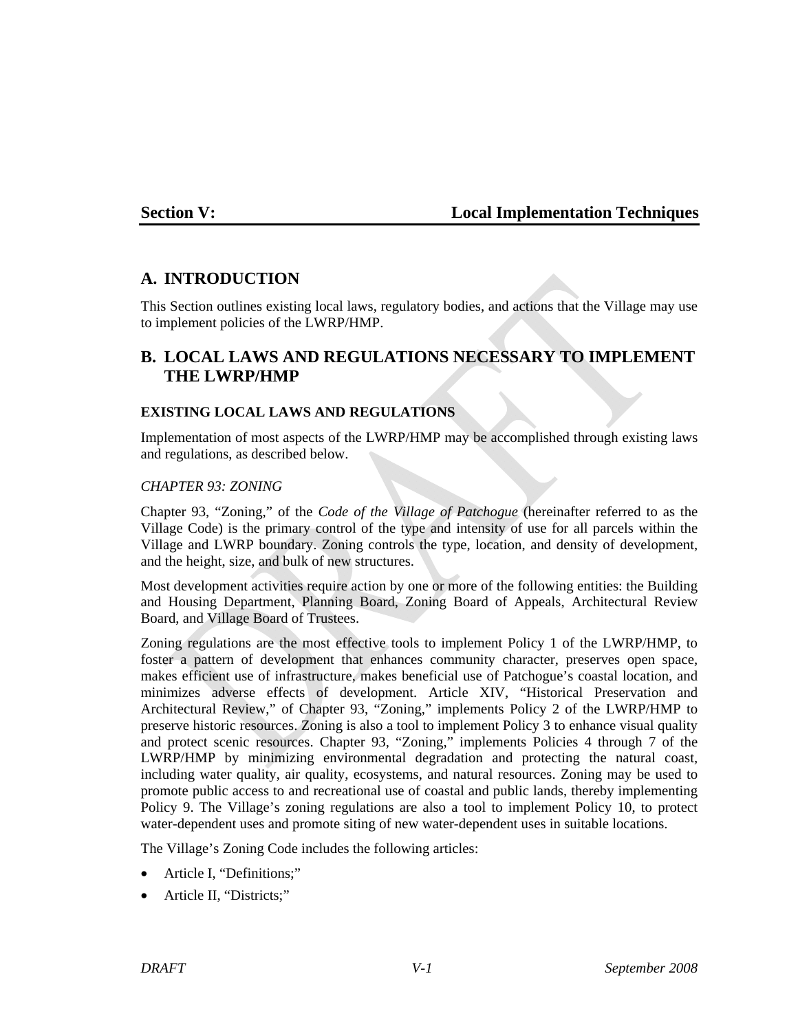# Section V: Local Implementation Techniques

## A. INTRODUCTION

This Section outlines existing local laws, regulatory bodies, and actions that the Village may use to implement policies of the LWRP/HMP.

## B. LOCAL LAWS AND REGULATIONS NECESSARY TO IMPLEMENT THE LWRP/HMP

### EXISTING LOCAL LAWS AND REGULATIONS

Implementation of most aspects of the LWRP/HMP may be accomplished through existing laws and regulations, as described below.

*CHAPTER 93: ZONING*

Chapter 93, "Zoning," of the *Code of the Village of Patchogue* (hereinafter referred to as the Village Code) is the primary control of the type and intensity of use for all parcels within the Village and LWRP boundary. Zoning controls the type, location, and density of development, and the height, size, and bulk of new structures.

Most development activities require action by one or more of the following entities: the Building and Housing Department, Planning Board, Zoning Board of Appeals, Architectural Review Board, and Village Board of Trustees.

Zoning regulations are the most effective tools to implement Policy 1 of the LWRP/HMP, to foster a pattern of development that enhances community character, preserves open space, makes efficient use of infrastructure, makes beneficial use of Patchogue's coastal location, and minimizes adverse effects of development. Article XIV, "Historical Preservation and Architectural Review," of Chapter 93, "Zoning," implements Policy 2 of the LWRP/HMP to preserve historic resources. Zoning is also a tool to implement Policy 3 to enhance visual quality and protect scenic resources. Chapter 93, "Zoning," implements Policies 4 through 7 of the LWRP/HMP by minimizing environmental degradation and protecting the natural coast, including water quality, air quality, ecosystems, and natural resources. Zoning may be used to promote public access to and recreational use of coastal and public lands, thereby implementing Policy 9. The Village's zoning regulations are also a tool to implement Policy 10, to protect water-dependent uses and promote siting of new water-dependent uses in suitable locations.

The Village's Zoning Code includes the following articles:

- Article I, "Definitions;"
- Article II, "Districts;"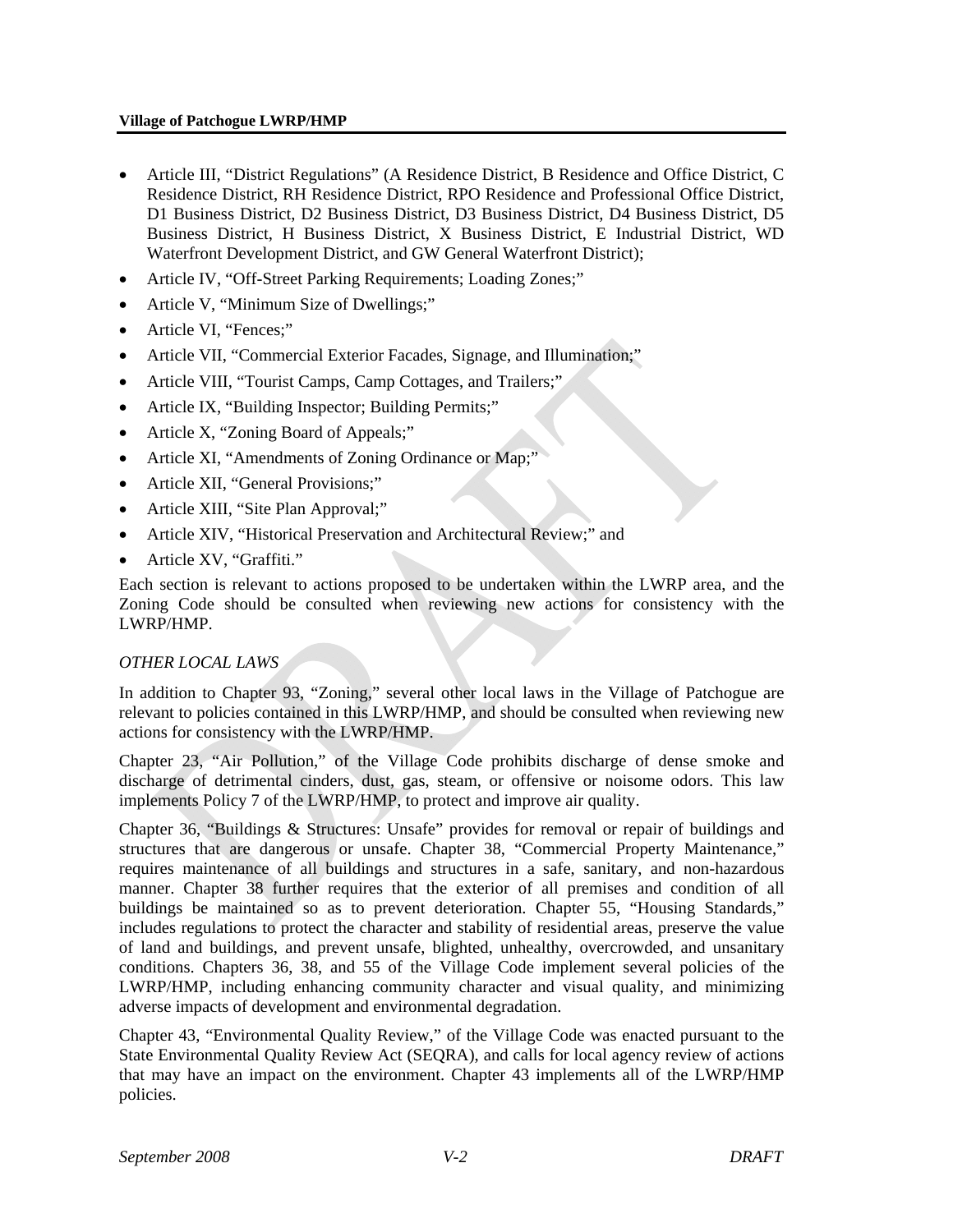- Article III, “District Regulations” (A Residence District, B Residence and Office District, C Residence District, RH Residence District, RPO Residence and Professional Office District, D1 Business District, D2 Business District, D3 Business District, D4 Business District, D5 Business District, H Business District, X Business District, E Industrial District, WD Waterfront Development District, and GW General Waterfront District);
- Article IV, “Off-Street Parking Requirements; Loading Zones;”
- Article V, “Minimum Size of Dwellings;”
- Article VI, “Fences;”
- Article VII, “Commercial Exterior Facades, Signage, and Illumination;”
- Article VIII, “Tourist Camps, Camp Cottages, and Trailers;”
- Article IX, “Building Inspector; Building Permits;”
- Article X, “Zoning Board of Appeals;”
- Article XI, “Amendments of Zoning Ordinance or Map;”
- Article XII, “General Provisions;”
- Article XIII, “Site Plan Approval;”
- Article XIV, “Historical Preservation and Architectural Review;” and
- Article XV, “Graffiti.”

Each section is relevant to actions proposed to be undertaken within the LWRP area, and the Zoning Code should be consulted when reviewing new actions for consistency with the LWRP/HMP.

*OTHER LOCAL LAWS*

In addition to Chapter 93, “Zoning,” several other local laws in the Village of Patchogue are relevant to policies contained in this LWRP/HMP, and should be consulted when reviewing new actions for consistency with the LWRP/HMP.

Chapter 23, “Air Pollution,” of the Village Code prohibits discharge of dense smoke and discharge of detrimental cinders, dust, gas, steam, or offensive or noisome odors. This law implements Policy 7 of the LWRP/HMP, to protect and improve air quality.

Chapter 36, “Buildings & Structures: Unsafe” provides for removal or repair of buildings and structures that are dangerous or unsafe. Chapter 38, “Commercial Property Maintenance,” requires maintenance of all buildings and structures in a safe, sanitary, and non-hazardous manner. Chapter 38 further requires that the exterior of all premises and condition of all buildings be maintained so as to prevent deterioration. Chapter 55, “Housing Standards,” includes regulations to protect the character and stability of residential areas, preserve the value of land and buildings, and prevent unsafe, blighted, unhealthy, overcrowded, and unsanitary conditions. Chapters 36, 38, and 55 of the Village Code implement several policies of the LWRP/HMP, including enhancing community character and visual quality, and minimizing adverse impacts of development and environmental degradation.

Chapter 43, “Environmental Quality Review,” of the Village Code was enacted pursuant to the State Environmental Quality Review Act (SEQRA), and calls for local agency review of actions that may have an impact on the environment. Chapter 43 implements all of the LWRP/HMP policies.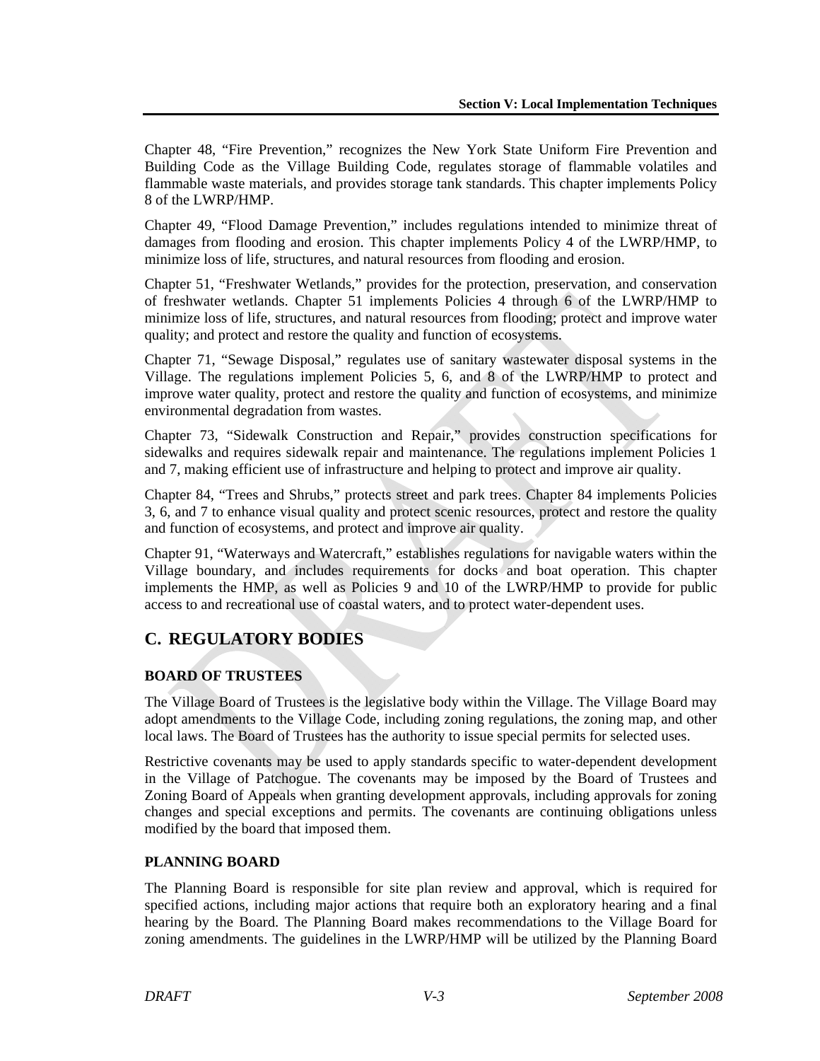Chapter 48, "Fire Prevention," recognizes the New York State Uniform Fire Prevention and Building Code as the Village Building Code, regulates storage of flammable volatiles and flammable waste materials, and provides storage tank standards. This chapter implements Policy 8 of the LWRP/HMP.

Chapter 49, "Flood Damage Prevention," includes regulations intended to minimize threat of damages from flooding and erosion. This chapter implements Policy 4 of the LWRP/HMP, to minimize loss of life, structures, and natural resources from flooding and erosion.

Chapter 51, "Freshwater Wetlands," provides for the protection, preservation, and conservation of freshwater wetlands. Chapter 51 implements Policies 4 through 6 of the LWRP/HMP to minimize loss of life, structures, and natural resources from flooding; protect and improve water quality; and protect and restore the quality and function of ecosystems.

Chapter 71, "Sewage Disposal," regulates use of sanitary wastewater disposal systems in the Village. The regulations implement Policies 5, 6, and 8 of the LWRP/HMP to protect and improve water quality, protect and restore the quality and function of ecosystems, and minimize environmental degradation from wastes.

Chapter 73, "Sidewalk Construction and Repair," provides construction specifications for sidewalks and requires sidewalk repair and maintenance. The regulations implement Policies 1 and 7, making efficient use of infrastructure and helping to protect and improve air quality.

Chapter 84, "Trees and Shrubs," protects street and park trees. Chapter 84 implements Policies 3, 6, and 7 to enhance visual quality and protect scenic resources, protect and restore the quality and function of ecosystems, and protect and improve air quality.

Chapter 91, "Waterways and Watercraft," establishes regulations for navigable waters within the Village boundary, and includes requirements for docks and boat operation. This chapter implements the HMP, as well as Policies 9 and 10 of the LWRP/HMP to provide for public access to and recreational use of coastal waters, and to protect water-dependent uses.

## C. REGULATORY BODIES

### BOARD OF TRUSTEES

The Village Board of Trustees is the legislative body within the Village. The Village Board may adopt amendments to the Village Code, including zoning regulations, the zoning map, and other local laws. The Board of Trustees has the authority to issue special permits for selected uses.

Restrictive covenants may be used to apply standards specific to water-dependent development in the Village of Patchogue. The covenants may be imposed by the Board of Trustees and Zoning Board of Appeals when granting development approvals, including approvals for zoning changes and special exceptions and permits. The covenants are continuing obligations unless modified by the board that imposed them.

### PLANNING BOARD

The Planning Board is responsible for site plan review and approval, which is required for specified actions, including major actions that require both an exploratory hearing and a final hearing by the Board. The Planning Board makes recommendations to the Village Board for zoning amendments. The guidelines in the LWRP/HMP will be utilized by the Planning Board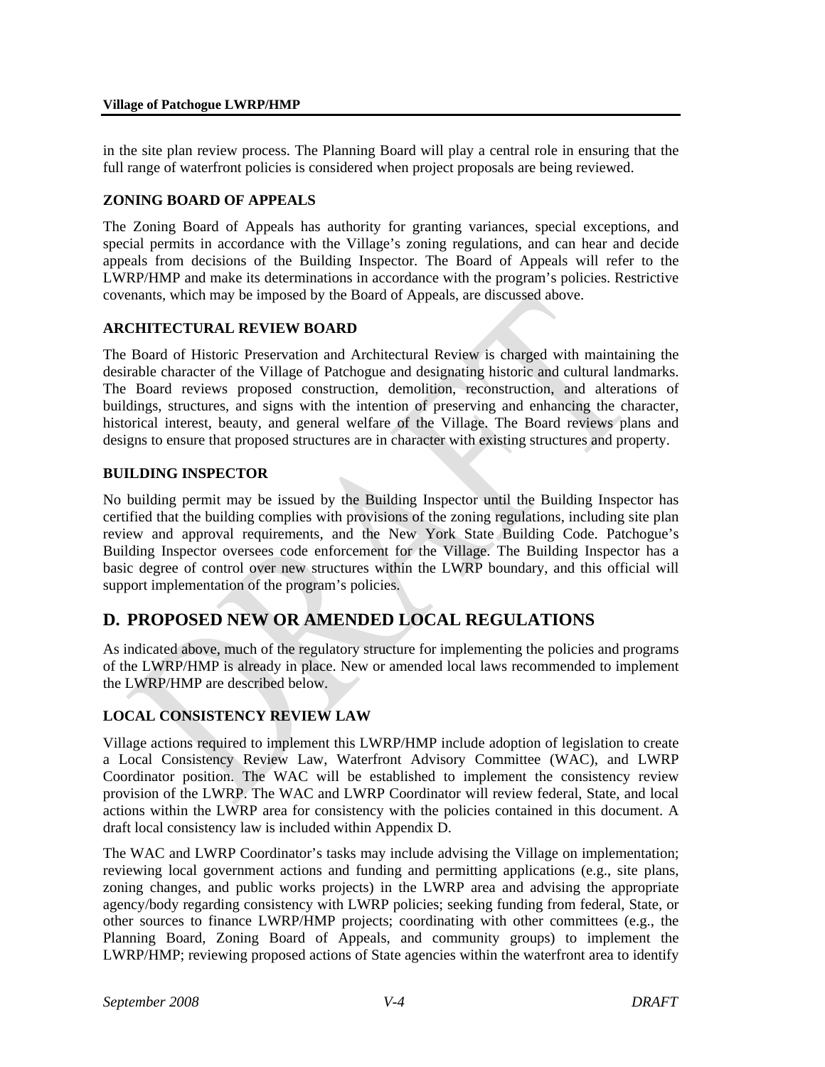in the site plan review process. The Planning Board will play a central role in ensuring that the full range of waterfront policies is considered when project proposals are being reviewed.

### ZONING BOARD OF APPEALS

The Zoning Board of Appeals has authority for granting variances, special exceptions, and special permits in accordance with the Village's zoning regulations, and can hear and decide appeals from decisions of the Building Inspector. The Board of Appeals will refer to the LWRP/HMP and make its determinations in accordance with the program's policies. Restrictive covenants, which may be imposed by the Board of Appeals, are discussed above.

### ARCHITECTURAL REVIEW BOARD

The Board of Historic Preservation and Architectural Review is charged with maintaining the desirable character of the Village of Patchogue and designating historic and cultural landmarks. The Board reviews proposed construction, demolition, reconstruction, and alterations of buildings, structures, and signs with the intention of preserving and enhancing the character, historical interest, beauty, and general welfare of the Village. The Board reviews plans and designs to ensure that proposed structures are in character with existing structures and property.

### BUILDING INSPECTOR

No building permit may be issued by the Building Inspector until the Building Inspector has certified that the building complies with provisions of the zoning regulations, including site plan review and approval requirements, and the New York State Building Code. Patchogue's Building Inspector oversees code enforcement for the Village. The Building Inspector has a basic degree of control over new structures within the LWRP boundary, and this official will support implementation of the program's policies.

## D. PROPOSED NEW OR AMENDED LOCAL REGULATIONS

As indicated above, much of the regulatory structure for implementing the policies and programs of the LWRP/HMP is already in place. New or amended local laws recommended to implement the LWRP/HMP are described below.

### LOCAL CONSISTENCY REVIEW LAW

Village actions required to implement this LWRP/HMP include adoption of legislation to create a Local Consistency Review Law, Waterfront Advisory Committee (WAC), and LWRP Coordinator position. The WAC will be established to implement the consistency review provision of the LWRP. The WAC and LWRP Coordinator will review federal, State, and local actions within the LWRP area for consistency with the policies contained in this document. A draft local consistency law is included within Appendix D.

The WAC and LWRP Coordinator's tasks may include advising the Village on implementation; reviewing local government actions and funding and permitting applications (e.g., site plans, zoning changes, and public works projects) in the LWRP area and advising the appropriate agency/body regarding consistency with LWRP policies; seeking funding from federal, State, or other sources to finance LWRP/HMP projects; coordinating with other committees (e.g., the Planning Board, Zoning Board of Appeals, and community groups) to implement the LWRP/HMP; reviewing proposed actions of State agencies within the waterfront area to identify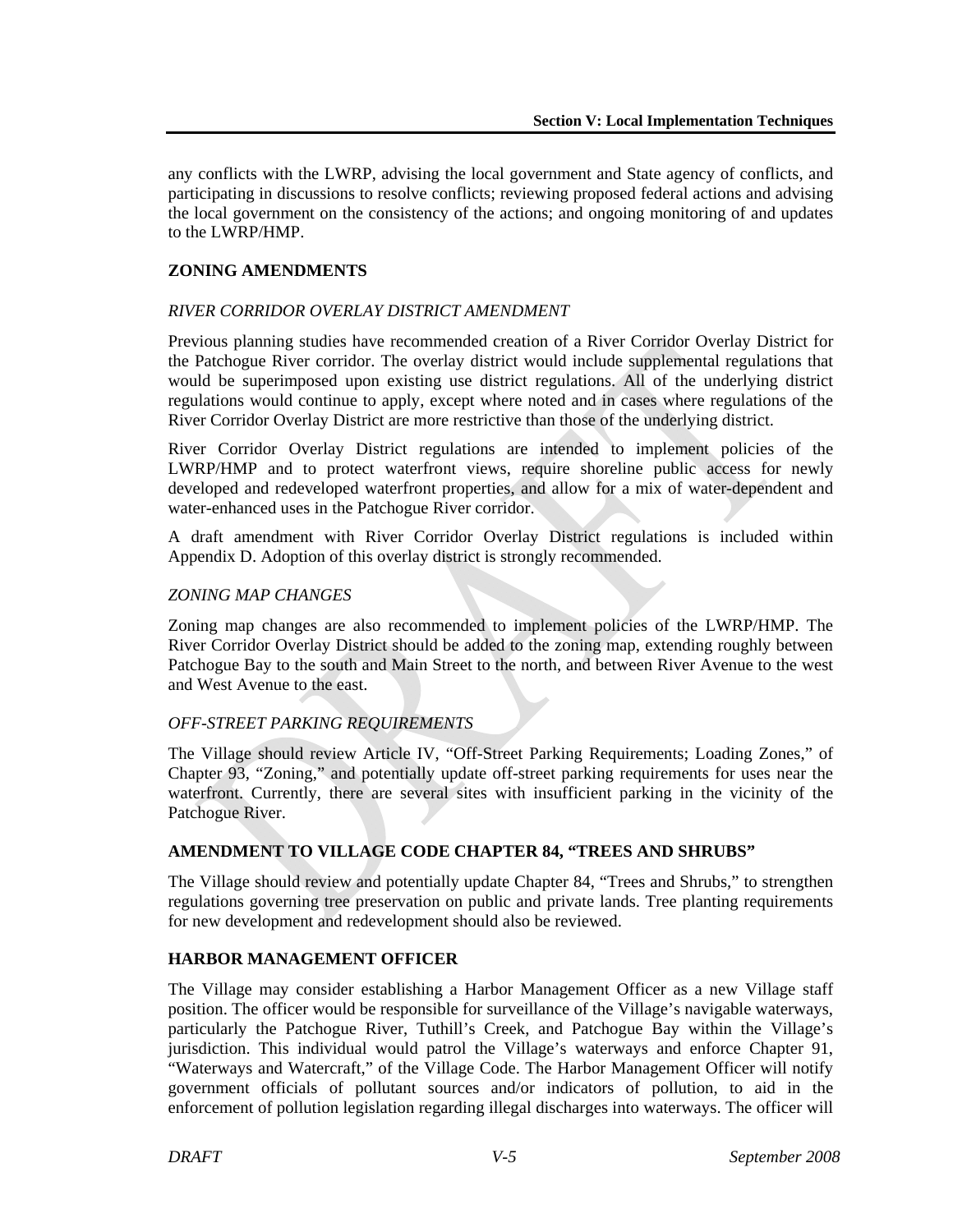any conflicts with the LWRP, advising the local government and State agency of conflicts, and participating in discussions to resolve conflicts; reviewing proposed federal actions and advising the local government on the consistency of the actions; and ongoing monitoring of and updates to the LWRP/HMP.

## ZONING AMENDMENTS

### *RIVER CORRIDOR OVERLAY DISTRICT AMENDMENT*

Previous planning studies have recommended creation of a River Corridor Overlay District for the Patchogue River corridor. The overlay district would include supplemental regulations that would be superimposed upon existing use district regulations. All of the underlying district regulations would continue to apply, except where noted and in cases where regulations of the River Corridor Overlay District are more restrictive than those of the underlying district.

River Corridor Overlay District regulations are intended to implement policies of the LWRP/HMP and to protect waterfront views, require shoreline public access for newly developed and redeveloped waterfront properties, and allow for a mix of water-dependent and water-enhanced uses in the Patchogue River corridor.

A draft amendment with River Corridor Overlay District regulations is included within Appendix D. Adoption of this overlay district is strongly recommended.

### *ZONING MAP CHANGES*

Zoning map changes are also recommended to implement policies of the LWRP/HMP. The River Corridor Overlay District should be added to the zoning map, extending roughly between Patchogue Bay to the south and Main Street to the north, and between River Avenue to the west and West Avenue to the east.

### *OFF-STREET PARKING REQUIREMENTS*

The Village should review Article IV, "Off-Street Parking Requirements; Loading Zones," of Chapter 93, "Zoning," and potentially update off-street parking requirements for uses near the waterfront. Currently, there are several sites with insufficient parking in the vicinity of the Patchogue River.

## AMENDMENT TO VILLAGE CODE CHAPTER 84, "TREES AND SHRUBS"

The Village should review and potentially update Chapter 84, "Trees and Shrubs," to strengthen regulations governing tree preservation on public and private lands. Tree planting requirements for new development and redevelopment should also be reviewed.

## HARBOR MANAGEMENT OFFICER

The Village may consider establishing a Harbor Management Officer as a new Village staff position. The officer would be responsible for surveillance of the Village's navigable waterways, particularly the Patchogue River, Tuthill's Creek, and Patchogue Bay within the Village's jurisdiction. This individual would patrol the Village's waterways and enforce Chapter 91, "Waterways and Watercraft," of the Village Code. The Harbor Management Officer will notify government officials of pollutant sources and/or indicators of pollution, to aid in the enforcement of pollution legislation regarding illegal discharges into waterways. The officer will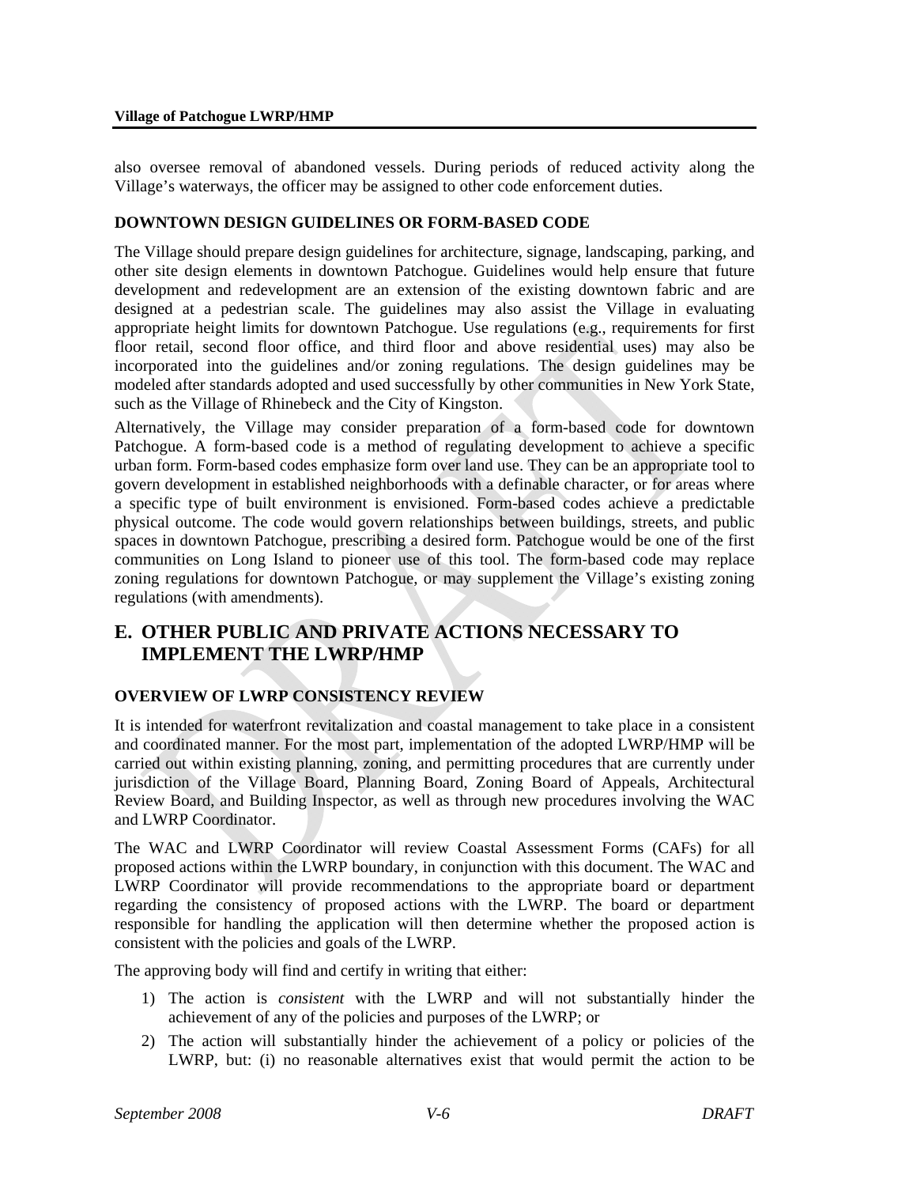also oversee removal of abandoned vessels. During periods of reduced activity along the Village's waterways, the officer may be assigned to other code enforcement duties.

**DOWNTOWN DESIGN GUIDELINES OR FORM-BASED CODE**

The Village should prepare design guidelines for architecture, signage, landscaping, parking, and other site design elements in downtown Patchogue. Guidelines would help ensure that future development and redevelopment are an extension of the existing downtown fabric and are designed at a pedestrian scale. The guidelines may also assist the Village in evaluating appropriate height limits for downtown Patchogue. Use regulations (e.g., requirements for first floor retail, second floor office, and third floor and above residential uses) may also be incorporated into the guidelines and/or zoning regulations. The design guidelines may be modeled after standards adopted and used successfully by other communities in New York State, such as the Village of Rhinebeck and the City of Kingston.

Alternatively, the Village may consider preparation of a form-based code for downtown Patchogue. A form-based code is a method of regulating development to achieve a specific urban form. Form-based codes emphasize form over land use. They can be an appropriate tool to govern development in established neighborhoods with a definable character, or for areas where a specific type of built environment is envisioned. Form-based codes achieve a predictable physical outcome. The code would govern relationships between buildings, streets, and public spaces in downtown Patchogue, prescribing a desired form. Patchogue would be one of the first communities on Long Island to pioneer use of this tool. The form-based code may replace zoning regulations for downtown Patchogue, or may supplement the Village's existing zoning regulations (with amendments).

## E. OTHER PUBLIC AND PRIVATE ACTIONS NECESSARY TO IMPLEMENT THE LWRP/HMP

**OVERVIEW OF LWRP CONSISTENCY REVIEW**

It is intended for waterfront revitalization and coastal management to take place in a consistent and coordinated manner. For the most part, implementation of the adopted LWRP/HMP will be carried out within existing planning, zoning, and permitting procedures that are currently under jurisdiction of the Village Board, Planning Board, Zoning Board of Appeals, Architectural Review Board, and Building Inspector, as well as through new procedures involving the WAC and LWRP Coordinator.

The WAC and LWRP Coordinator will review Coastal Assessment Forms (CAFs) for all proposed actions within the LWRP boundary, in conjunction with this document. The WAC and LWRP Coordinator will provide recommendations to the appropriate board or department regarding the consistency of proposed actions with the LWRP. The board or department responsible for handling the application will then determine whether the proposed action is consistent with the policies and goals of the LWRP.

The approving body will find and certify in writing that either:

1) The action is *consistent* with the LWRP and will not substantially hinder the achievement of any of the policies and purposes of the LWRP; or
2) The action will substantially hinder the achievement of a policy or policies of the LWRP, but: (i) no reasonable alternatives exist that would permit the action to be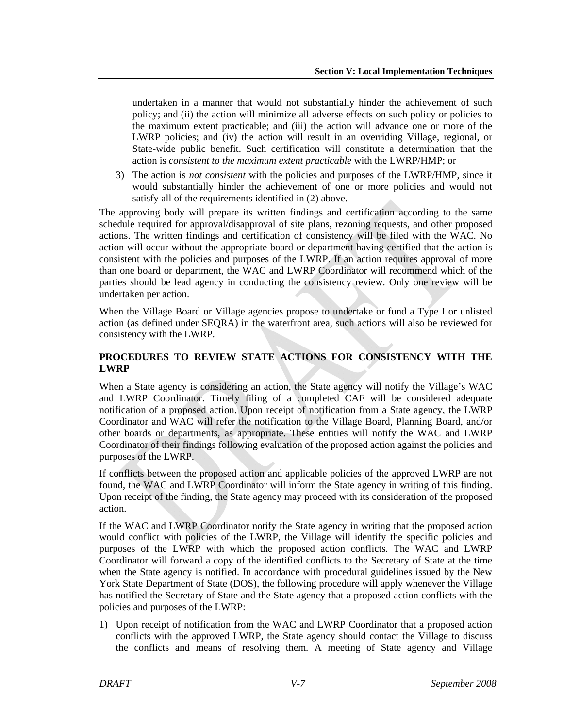undertaken in a manner that would not substantially hinder the achievement of such policy; and (ii) the action will minimize all adverse effects on such policy or policies to the maximum extent practicable; and (iii) the action will advance one or more of the LWRP policies; and (iv) the action will result in an overriding Village, regional, or State-wide public benefit. Such certification will constitute a determination that the action is *consistent to the maximum extent practicable* with the LWRP/HMP; or

3) The action is *not consistent* with the policies and purposes of the LWRP/HMP, since it would substantially hinder the achievement of one or more policies and would not satisfy all of the requirements identified in (2) above.

The approving body will prepare its written findings and certification according to the same schedule required for approval/disapproval of site plans, rezoning requests, and other proposed actions. The written findings and certification of consistency will be filed with the WAC. No action will occur without the appropriate board or department having certified that the action is consistent with the policies and purposes of the LWRP. If an action requires approval of more than one board or department, the WAC and LWRP Coordinator will recommend which of the parties should be lead agency in conducting the consistency review. Only one review will be undertaken per action.

When the Village Board or Village agencies propose to undertake or fund a Type I or unlisted action (as defined under SEQRA) in the waterfront area, such actions will also be reviewed for consistency with the LWRP.

**PROCEDURES TO REVIEW STATE ACTIONS FOR CONSISTENCY WITH THE LWRP**

When a State agency is considering an action, the State agency will notify the Village's WAC and LWRP Coordinator. Timely filing of a completed CAF will be considered adequate notification of a proposed action. Upon receipt of notification from a State agency, the LWRP Coordinator and WAC will refer the notification to the Village Board, Planning Board, and/or other boards or departments, as appropriate. These entities will notify the WAC and LWRP Coordinator of their findings following evaluation of the proposed action against the policies and purposes of the LWRP.

If conflicts between the proposed action and applicable policies of the approved LWRP are not found, the WAC and LWRP Coordinator will inform the State agency in writing of this finding. Upon receipt of the finding, the State agency may proceed with its consideration of the proposed action.

If the WAC and LWRP Coordinator notify the State agency in writing that the proposed action would conflict with policies of the LWRP, the Village will identify the specific policies and purposes of the LWRP with which the proposed action conflicts. The WAC and LWRP Coordinator will forward a copy of the identified conflicts to the Secretary of State at the time when the State agency is notified. In accordance with procedural guidelines issued by the New York State Department of State (DOS), the following procedure will apply whenever the Village has notified the Secretary of State and the State agency that a proposed action conflicts with the policies and purposes of the LWRP:

1) Upon receipt of notification from the WAC and LWRP Coordinator that a proposed action conflicts with the approved LWRP, the State agency should contact the Village to discuss the conflicts and means of resolving them. A meeting of State agency and Village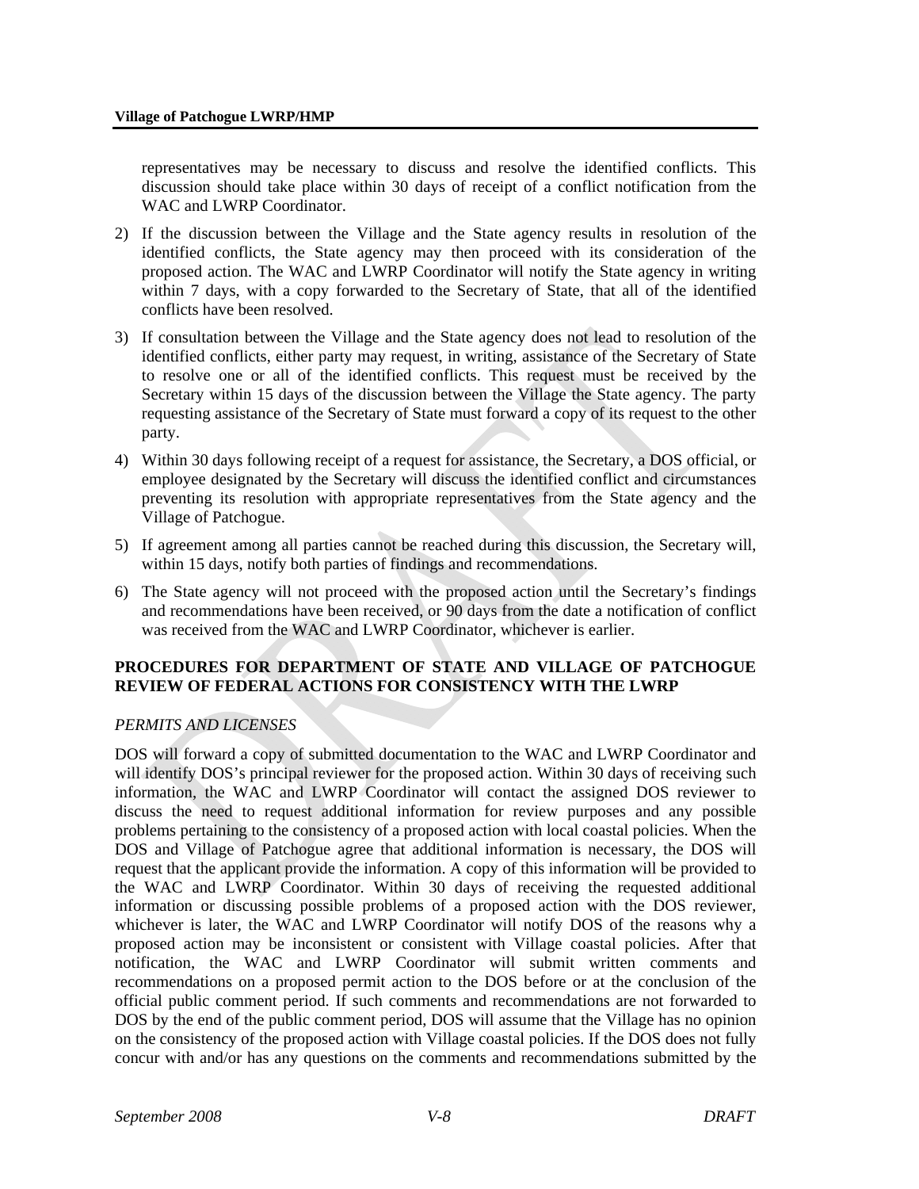representatives may be necessary to discuss and resolve the identified conflicts. This discussion should take place within 30 days of receipt of a conflict notification from the WAC and LWRP Coordinator.

2) If the discussion between the Village and the State agency results in resolution of the identified conflicts, the State agency may then proceed with its consideration of the proposed action. The WAC and LWRP Coordinator will notify the State agency in writing within 7 days, with a copy forwarded to the Secretary of State, that all of the identified conflicts have been resolved.

3) If consultation between the Village and the State agency does not lead to resolution of the identified conflicts, either party may request, in writing, assistance of the Secretary of State to resolve one or all of the identified conflicts. This request must be received by the Secretary within 15 days of the discussion between the Village the State agency. The party requesting assistance of the Secretary of State must forward a copy of its request to the other party.

4) Within 30 days following receipt of a request for assistance, the Secretary, a DOS official, or employee designated by the Secretary will discuss the identified conflict and circumstances preventing its resolution with appropriate representatives from the State agency and the Village of Patchogue.

5) If agreement among all parties cannot be reached during this discussion, the Secretary will, within 15 days, notify both parties of findings and recommendations.

6) The State agency will not proceed with the proposed action until the Secretary's findings and recommendations have been received, or 90 days from the date a notification of conflict was received from the WAC and LWRP Coordinator, whichever is earlier.

**PROCEDURES FOR DEPARTMENT OF STATE AND VILLAGE OF PATCHOGUE REVIEW OF FEDERAL ACTIONS FOR CONSISTENCY WITH THE LWRP**

*PERMITS AND LICENSES*

DOS will forward a copy of submitted documentation to the WAC and LWRP Coordinator and will identify DOS's principal reviewer for the proposed action. Within 30 days of receiving such information, the WAC and LWRP Coordinator will contact the assigned DOS reviewer to discuss the need to request additional information for review purposes and any possible problems pertaining to the consistency of a proposed action with local coastal policies. When the DOS and Village of Patchogue agree that additional information is necessary, the DOS will request that the applicant provide the information. A copy of this information will be provided to the WAC and LWRP Coordinator. Within 30 days of receiving the requested additional information or discussing possible problems of a proposed action with the DOS reviewer, whichever is later, the WAC and LWRP Coordinator will notify DOS of the reasons why a proposed action may be inconsistent or consistent with Village coastal policies. After that notification, the WAC and LWRP Coordinator will submit written comments and recommendations on a proposed permit action to the DOS before or at the conclusion of the official public comment period. If such comments and recommendations are not forwarded to DOS by the end of the public comment period, DOS will assume that the Village has no opinion on the consistency of the proposed action with Village coastal policies. If the DOS does not fully concur with and/or has any questions on the comments and recommendations submitted by the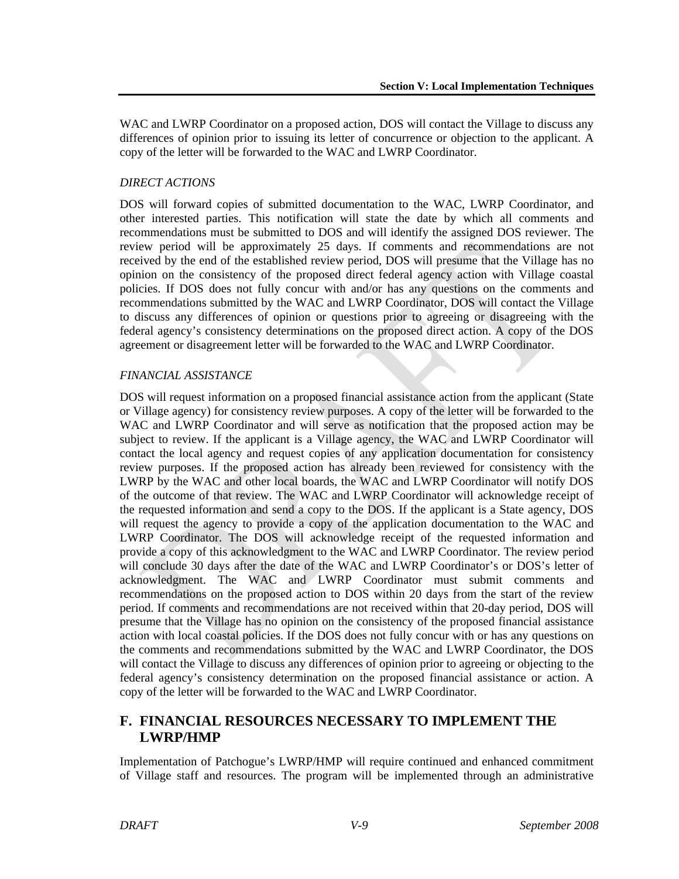WAC and LWRP Coordinator on a proposed action, DOS will contact the Village to discuss any differences of opinion prior to issuing its letter of concurrence or objection to the applicant. A copy of the letter will be forwarded to the WAC and LWRP Coordinator.

*DIRECT ACTIONS*

DOS will forward copies of submitted documentation to the WAC, LWRP Coordinator, and other interested parties. This notification will state the date by which all comments and recommendations must be submitted to DOS and will identify the assigned DOS reviewer. The review period will be approximately 25 days. If comments and recommendations are not received by the end of the established review period, DOS will presume that the Village has no opinion on the consistency of the proposed direct federal agency action with Village coastal policies. If DOS does not fully concur with and/or has any questions on the comments and recommendations submitted by the WAC and LWRP Coordinator, DOS will contact the Village to discuss any differences of opinion or questions prior to agreeing or disagreeing with the federal agency's consistency determinations on the proposed direct action. A copy of the DOS agreement or disagreement letter will be forwarded to the WAC and LWRP Coordinator.

*FINANCIAL ASSISTANCE*

DOS will request information on a proposed financial assistance action from the applicant (State or Village agency) for consistency review purposes. A copy of the letter will be forwarded to the WAC and LWRP Coordinator and will serve as notification that the proposed action may be subject to review. If the applicant is a Village agency, the WAC and LWRP Coordinator will contact the local agency and request copies of any application documentation for consistency review purposes. If the proposed action has already been reviewed for consistency with the LWRP by the WAC and other local boards, the WAC and LWRP Coordinator will notify DOS of the outcome of that review. The WAC and LWRP Coordinator will acknowledge receipt of the requested information and send a copy to the DOS. If the applicant is a State agency, DOS will request the agency to provide a copy of the application documentation to the WAC and LWRP Coordinator. The DOS will acknowledge receipt of the requested information and provide a copy of this acknowledgment to the WAC and LWRP Coordinator. The review period will conclude 30 days after the date of the WAC and LWRP Coordinator's or DOS's letter of acknowledgment. The WAC and LWRP Coordinator must submit comments and recommendations on the proposed action to DOS within 20 days from the start of the review period. If comments and recommendations are not received within that 20-day period, DOS will presume that the Village has no opinion on the consistency of the proposed financial assistance action with local coastal policies. If the DOS does not fully concur with or has any questions on the comments and recommendations submitted by the WAC and LWRP Coordinator, the DOS will contact the Village to discuss any differences of opinion prior to agreeing or objecting to the federal agency's consistency determination on the proposed financial assistance or action. A copy of the letter will be forwarded to the WAC and LWRP Coordinator.

## F. FINANCIAL RESOURCES NECESSARY TO IMPLEMENT THE LWRP/HMP

Implementation of Patchogue's LWRP/HMP will require continued and enhanced commitment of Village staff and resources. The program will be implemented through an administrative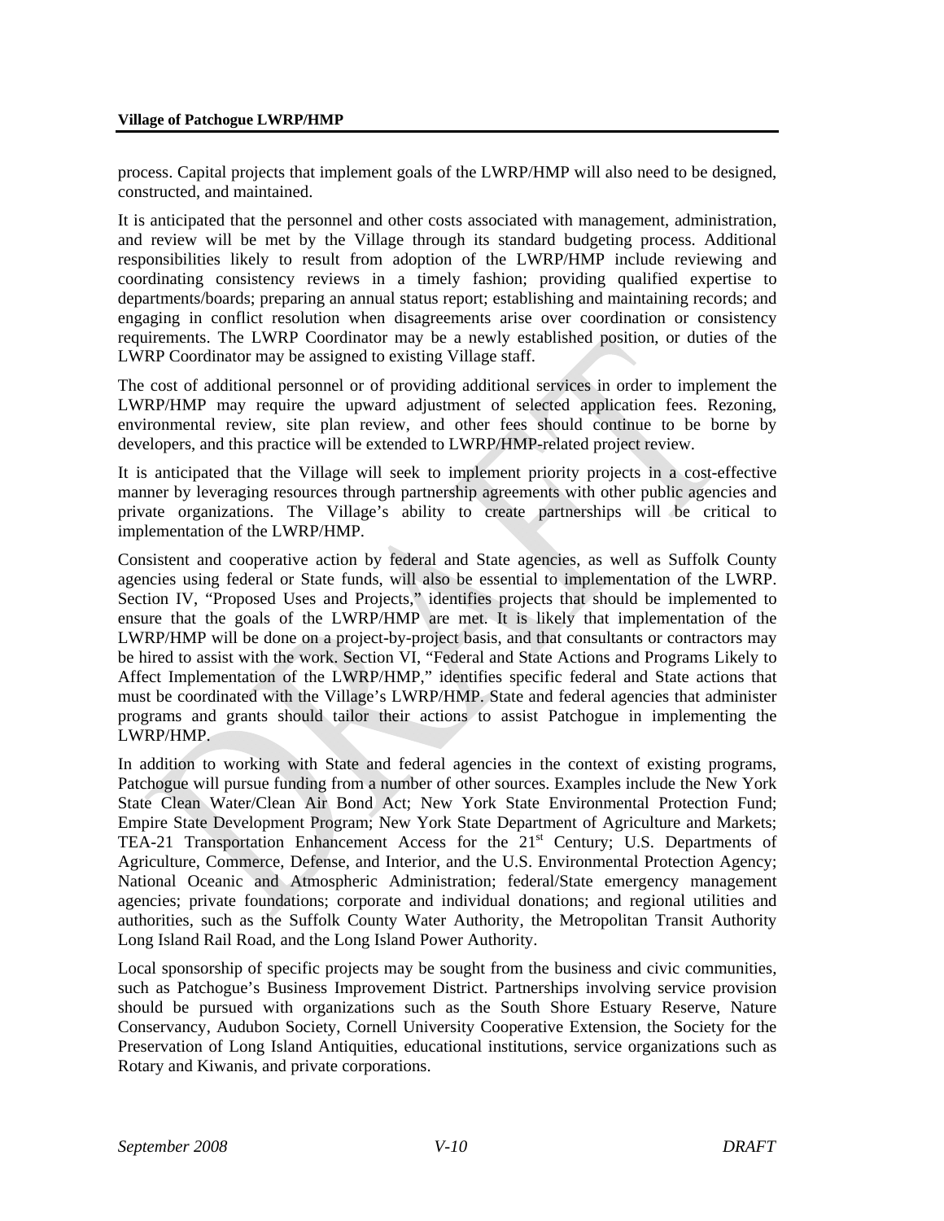process. Capital projects that implement goals of the LWRP/HMP will also need to be designed, constructed, and maintained.

It is anticipated that the personnel and other costs associated with management, administration, and review will be met by the Village through its standard budgeting process. Additional responsibilities likely to result from adoption of the LWRP/HMP include reviewing and coordinating consistency reviews in a timely fashion; providing qualified expertise to departments/boards; preparing an annual status report; establishing and maintaining records; and engaging in conflict resolution when disagreements arise over coordination or consistency requirements. The LWRP Coordinator may be a newly established position, or duties of the LWRP Coordinator may be assigned to existing Village staff.

The cost of additional personnel or of providing additional services in order to implement the LWRP/HMP may require the upward adjustment of selected application fees. Rezoning, environmental review, site plan review, and other fees should continue to be borne by developers, and this practice will be extended to LWRP/HMP-related project review.

It is anticipated that the Village will seek to implement priority projects in a cost-effective manner by leveraging resources through partnership agreements with other public agencies and private organizations. The Village's ability to create partnerships will be critical to implementation of the LWRP/HMP.

Consistent and cooperative action by federal and State agencies, as well as Suffolk County agencies using federal or State funds, will also be essential to implementation of the LWRP. Section IV, "Proposed Uses and Projects," identifies projects that should be implemented to ensure that the goals of the LWRP/HMP are met. It is likely that implementation of the LWRP/HMP will be done on a project-by-project basis, and that consultants or contractors may be hired to assist with the work. Section VI, "Federal and State Actions and Programs Likely to Affect Implementation of the LWRP/HMP," identifies specific federal and State actions that must be coordinated with the Village's LWRP/HMP. State and federal agencies that administer programs and grants should tailor their actions to assist Patchogue in implementing the LWRP/HMP.

In addition to working with State and federal agencies in the context of existing programs, Patchogue will pursue funding from a number of other sources. Examples include the New York State Clean Water/Clean Air Bond Act; New York State Environmental Protection Fund; Empire State Development Program; New York State Department of Agriculture and Markets; TEA-21 Transportation Enhancement Access for the 21st Century; U.S. Departments of Agriculture, Commerce, Defense, and Interior, and the U.S. Environmental Protection Agency; National Oceanic and Atmospheric Administration; federal/State emergency management agencies; private foundations; corporate and individual donations; and regional utilities and authorities, such as the Suffolk County Water Authority, the Metropolitan Transit Authority Long Island Rail Road, and the Long Island Power Authority.

Local sponsorship of specific projects may be sought from the business and civic communities, such as Patchogue's Business Improvement District. Partnerships involving service provision should be pursued with organizations such as the South Shore Estuary Reserve, Nature Conservancy, Audubon Society, Cornell University Cooperative Extension, the Society for the Preservation of Long Island Antiquities, educational institutions, service organizations such as Rotary and Kiwanis, and private corporations.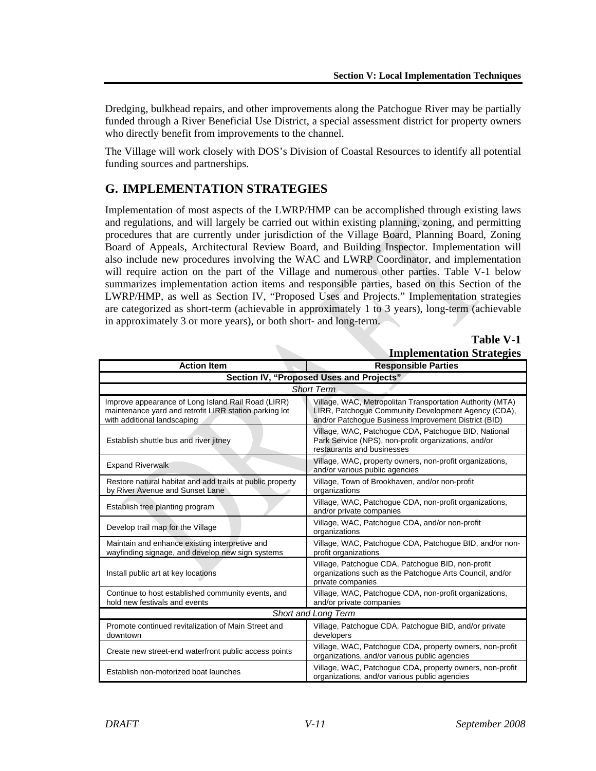Dredging, bulkhead repairs, and other improvements along the Patchogue River may be partially funded through a River Beneficial Use District, a special assessment district for property owners who directly benefit from improvements to the channel.

The Village will work closely with DOS's Division of Coastal Resources to identify all potential funding sources and partnerships.

## G. IMPLEMENTATION STRATEGIES

Implementation of most aspects of the LWRP/HMP can be accomplished through existing laws and regulations, and will largely be carried out within existing planning, zoning, and permitting procedures that are currently under jurisdiction of the Village Board, Planning Board, Zoning Board of Appeals, Architectural Review Board, and Building Inspector. Implementation will also include new procedures involving the WAC and LWRP Coordinator, and implementation will require action on the part of the Village and numerous other parties. Table V-1 below summarizes implementation action items and responsible parties, based on this Section of the LWRP/HMP, as well as Section IV, "Proposed Uses and Projects." Implementation strategies are categorized as short-term (achievable in approximately 1 to 3 years), long-term (achievable in approximately 3 or more years), or both short- and long-term.

**Table V-1**
**Implementation Strategies**

| Action Item | Responsible Parties |
|---|---|
| **Section IV, "Proposed Uses and Projects"** | |
| *Short Term* | |
| Improve appearance of Long Island Rail Road (LIRR) maintenance yard and retrofit LIRR station parking lot with additional landscaping | Village, WAC, Metropolitan Transportation Authority (MTA) LIRR, Patchogue Community Development Agency (CDA), and/or Patchogue Business Improvement District (BID) |
| Establish shuttle bus and river jitney | Village, WAC, Patchogue CDA, Patchogue BID, National Park Service (NPS), non-profit organizations, and/or restaurants and businesses |
| Expand Riverwalk | Village, WAC, property owners, non-profit organizations, and/or various public agencies |
| Restore natural habitat and add trails at public property by River Avenue and Sunset Lane | Village, Town of Brookhaven, and/or non-profit organizations |
| Establish tree planting program | Village, WAC, Patchogue CDA, non-profit organizations, and/or private companies |
| Develop trail map for the Village | Village, WAC, Patchogue CDA, and/or non-profit organizations |
| Maintain and enhance existing interpretive and wayfinding signage, and develop new sign systems | Village, WAC, Patchogue CDA, Patchogue BID, and/or non-profit organizations |
| Install public art at key locations | Village, Patchogue CDA, Patchogue BID, non-profit organizations such as the Patchogue Arts Council, and/or private companies |
| Continue to host established community events, and hold new festivals and events | Village, WAC, Patchogue CDA, non-profit organizations, and/or private companies |
| *Short and Long Term* | |
| Promote continued revitalization of Main Street and downtown | Village, Patchogue CDA, Patchogue BID, and/or private developers |
| Create new street-end waterfront public access points | Village, WAC, Patchogue CDA, property owners, non-profit organizations, and/or various public agencies |
| Establish non-motorized boat launches | Village, WAC, Patchogue CDA, property owners, non-profit organizations, and/or various public agencies |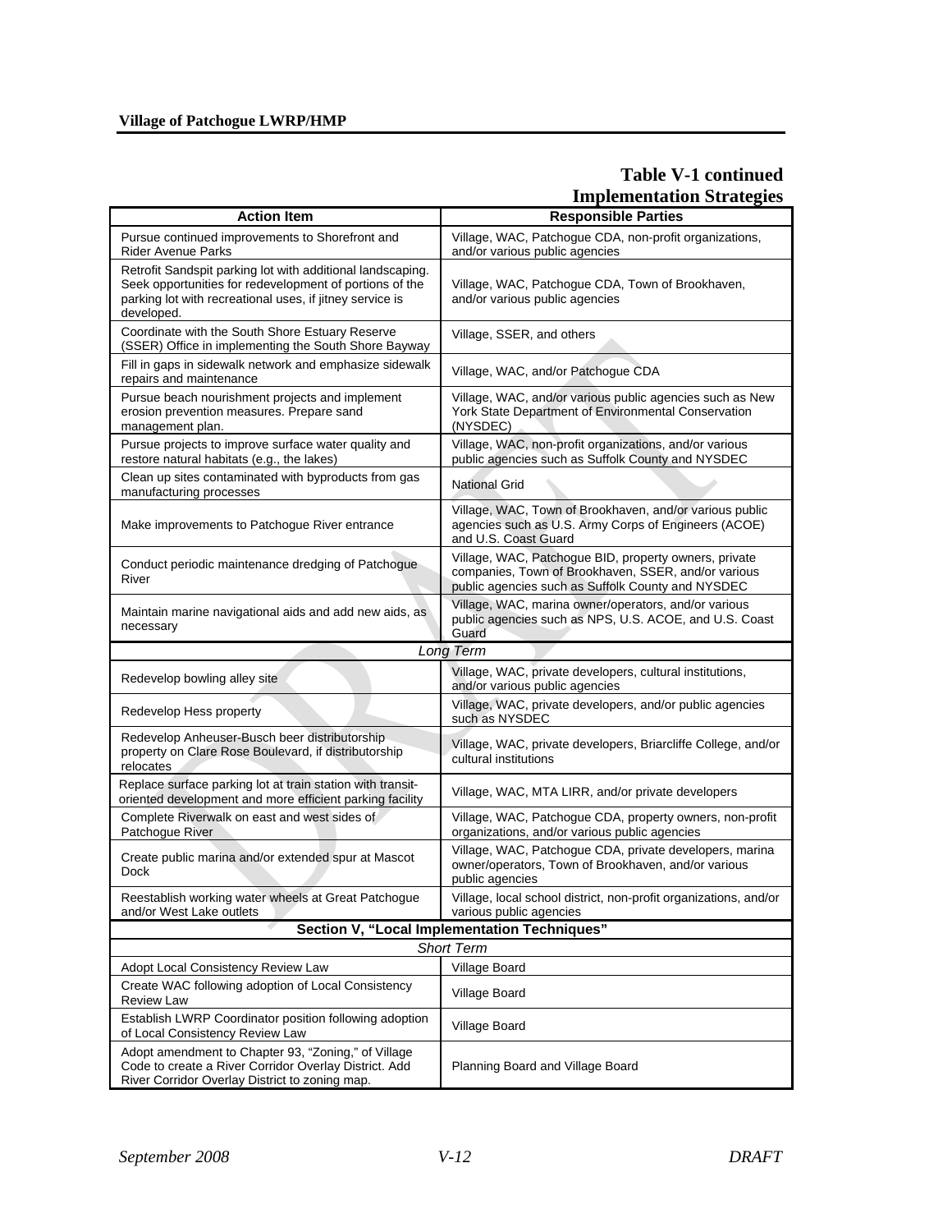## Table V-1 continued
## Implementation Strategies

| Action Item | Responsible Parties |
|---|---|
| Pursue continued improvements to Shorefront and Rider Avenue Parks | Village, WAC, Patchogue CDA, non-profit organizations, and/or various public agencies |
| Retrofit Sandspit parking lot with additional landscaping. Seek opportunities for redevelopment of portions of the parking lot with recreational uses, if jitney service is developed. | Village, WAC, Patchogue CDA, Town of Brookhaven, and/or various public agencies |
| Coordinate with the South Shore Estuary Reserve (SSER) Office in implementing the South Shore Bayway | Village, SSER, and others |
| Fill in gaps in sidewalk network and emphasize sidewalk repairs and maintenance | Village, WAC, and/or Patchogue CDA |
| Pursue beach nourishment projects and implement erosion prevention measures. Prepare sand management plan. | Village, WAC, and/or various public agencies such as New York State Department of Environmental Conservation (NYSDEC) |
| Pursue projects to improve surface water quality and restore natural habitats (e.g., the lakes) | Village, WAC, non-profit organizations, and/or various public agencies such as Suffolk County and NYSDEC |
| Clean up sites contaminated with byproducts from gas manufacturing processes | National Grid |
| Make improvements to Patchogue River entrance | Village, WAC, Town of Brookhaven, and/or various public agencies such as U.S. Army Corps of Engineers (ACOE) and U.S. Coast Guard |
| Conduct periodic maintenance dredging of Patchogue River | Village, WAC, Patchogue BID, property owners, private companies, Town of Brookhaven, SSER, and/or various public agencies such as Suffolk County and NYSDEC |
| Maintain marine navigational aids and add new aids, as necessary | Village, WAC, marina owner/operators, and/or various public agencies such as NPS, U.S. ACOE, and U.S. Coast Guard |
| *Long Term* | |
| Redevelop bowling alley site | Village, WAC, private developers, cultural institutions, and/or various public agencies |
| Redevelop Hess property | Village, WAC, private developers, and/or public agencies such as NYSDEC |
| Redevelop Anheuser-Busch beer distributorship property on Clare Rose Boulevard, if distributorship relocates | Village, WAC, private developers, Briarcliffe College, and/or cultural institutions |
| Replace surface parking lot at train station with transit-oriented development and more efficient parking facility | Village, WAC, MTA LIRR, and/or private developers |
| Complete Riverwalk on east and west sides of Patchogue River | Village, WAC, Patchogue CDA, property owners, non-profit organizations, and/or various public agencies |
| Create public marina and/or extended spur at Mascot Dock | Village, WAC, Patchogue CDA, private developers, marina owner/operators, Town of Brookhaven, and/or various public agencies |
| Reestablish working water wheels at Great Patchogue and/or West Lake outlets | Village, local school district, non-profit organizations, and/or various public agencies |
| **Section V, "Local Implementation Techniques"** | |
| *Short Term* | |
| Adopt Local Consistency Review Law | Village Board |
| Create WAC following adoption of Local Consistency Review Law | Village Board |
| Establish LWRP Coordinator position following adoption of Local Consistency Review Law | Village Board |
| Adopt amendment to Chapter 93, "Zoning," of Village Code to create a River Corridor Overlay District. Add River Corridor Overlay District to zoning map. | Planning Board and Village Board |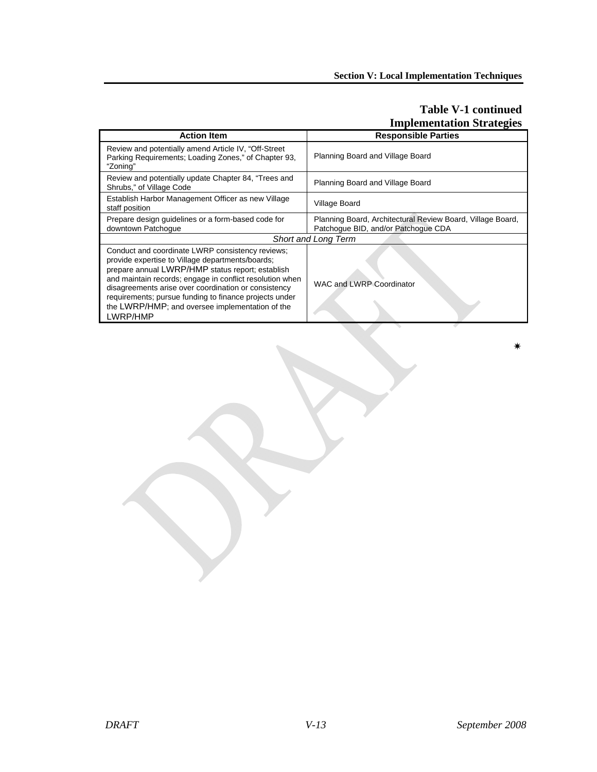**Table V-1 continued**
**Implementation Strategies**

| Action Item | Responsible Parties |
|---|---|
| Review and potentially amend Article IV, "Off-Street Parking Requirements; Loading Zones," of Chapter 93, "Zoning" | Planning Board and Village Board |
| Review and potentially update Chapter 84, "Trees and Shrubs," of Village Code | Planning Board and Village Board |
| Establish Harbor Management Officer as new Village staff position | Village Board |
| Prepare design guidelines or a form-based code for downtown Patchogue | Planning Board, Architectural Review Board, Village Board, Patchogue BID, and/or Patchogue CDA |
| *Short and Long Term* | |
| Conduct and coordinate LWRP consistency reviews; provide expertise to Village departments/boards; prepare annual LWRP/HMP status report; establish and maintain records; engage in conflict resolution when disagreements arise over coordination or consistency requirements; pursue funding to finance projects under the LWRP/HMP; and oversee implementation of the LWRP/HMP | WAC and LWRP Coordinator |

✷